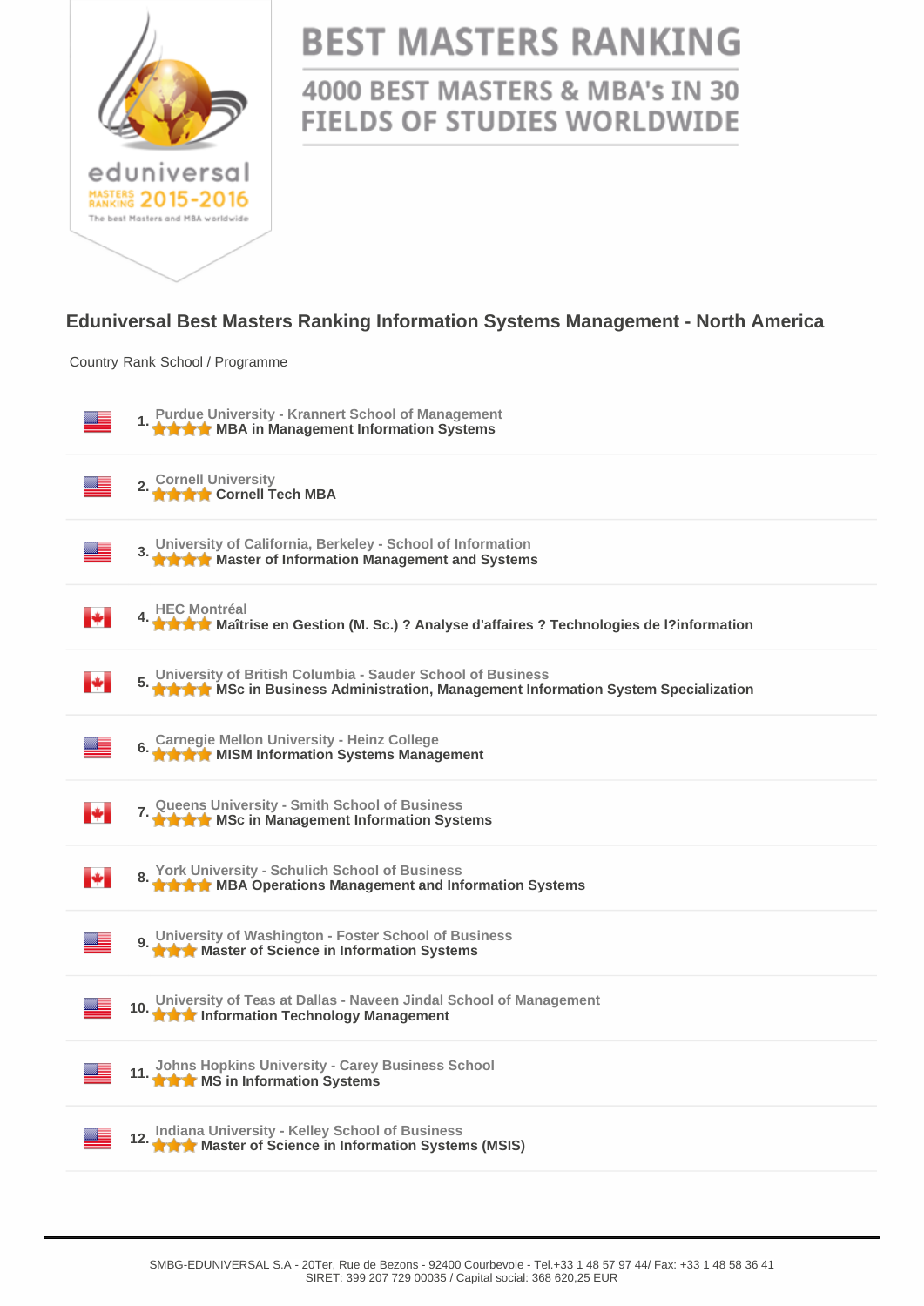# BEST MASTERS RANKING

## 4000 BEST MASTERS & MBA's IN 30 FIELDS OF STUDIES WORLDWIDE

eduniversal MASTERS RANKING 2015-2016

The best Masters and MBA worldwide

### Eduniversal Best Masters Ranking Information Systems Management - North America

| Country | Rank | School / Programme |
|---|---|---|
| USA | 1. | Purdue University - Krannert School of Management<br>**MBA in Management Information Systems** |
| USA | 2. | Cornell University<br>**Cornell Tech MBA** |
| USA | 3. | University of California, Berkeley - School of Information<br>**Master of Information Management and Systems** |
| Canada | 4. | HEC Montréal<br>**Maîtrise en Gestion (M. Sc.) ? Analyse d'affaires ? Technologies de l?information** |
| Canada | 5. | University of British Columbia - Sauder School of Business<br>**MSc in Business Administration, Management Information System Specialization** |
| USA | 6. | Carnegie Mellon University - Heinz College<br>**MISM Information Systems Management** |
| Canada | 7. | Queens University - Smith School of Business<br>**MSc in Management Information Systems** |
| Canada | 8. | York University - Schulich School of Business<br>**MBA Operations Management and Information Systems** |
| USA | 9. | University of Washington - Foster School of Business<br>**Master of Science in Information Systems** |
| USA | 10. | University of Teas at Dallas - Naveen Jindal School of Management<br>**Information Technology Management** |
| USA | 11. | Johns Hopkins University - Carey Business School<br>**MS in Information Systems** |
| USA | 12. | Indiana University - Kelley School of Business<br>**Master of Science in Information Systems (MSIS)** |

SMBG-EDUNIVERSAL S.A - 20Ter, Rue de Bezons - 92400 Courbevoie - Tel.+33 1 48 57 97 44/ Fax: +33 1 48 58 36 41
SIRET: 399 207 729 00035 / Capital social: 368 620,25 EUR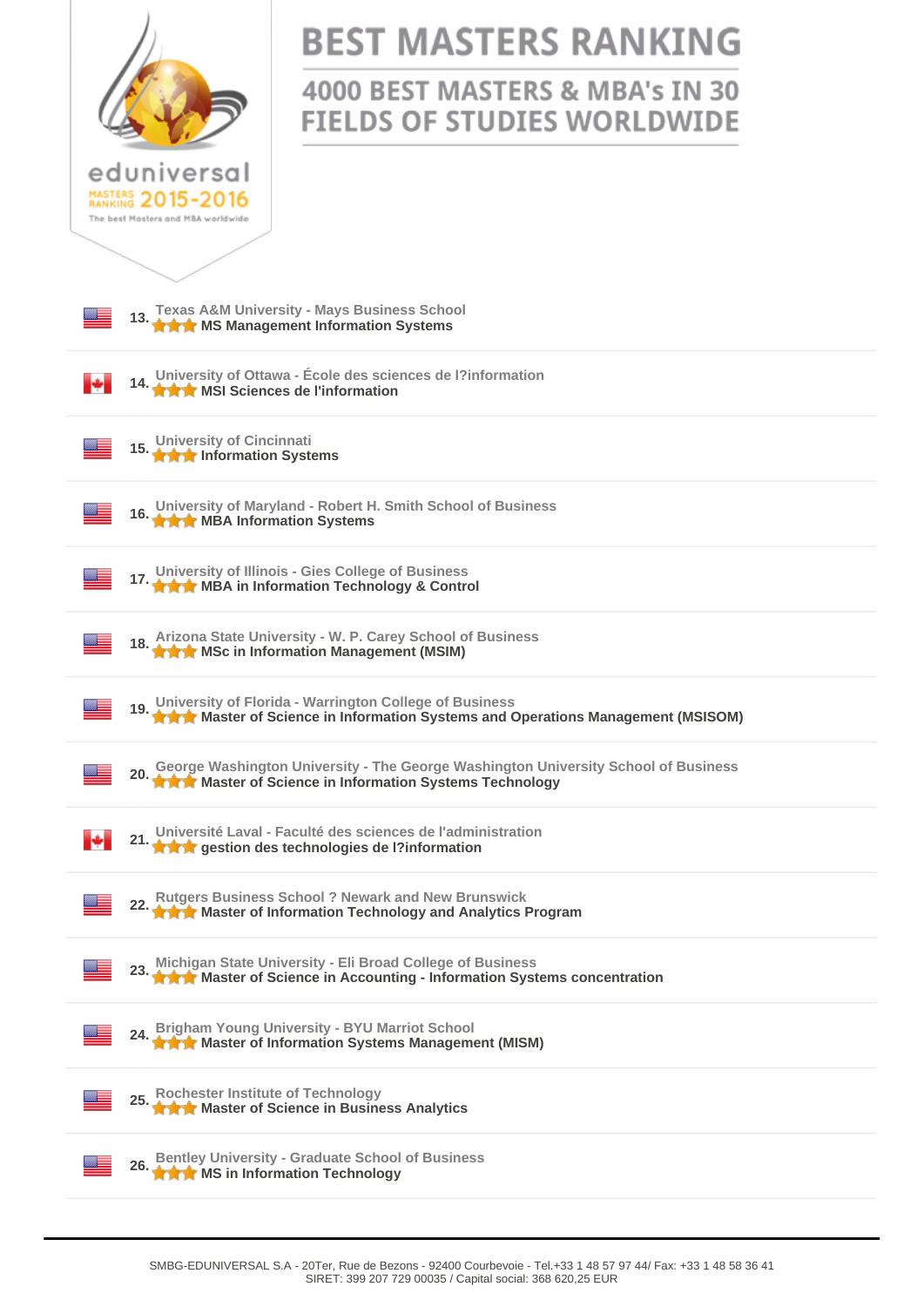# BEST MASTERS RANKING

## 4000 BEST MASTERS & MBA's IN 30 FIELDS OF STUDIES WORLDWIDE

eduniversal
MASTERS RANKING 2015-2016
The best Masters and MBA worldwide

13. Texas A&M University - Mays Business School
**MS Management Information Systems**

14. University of Ottawa - École des sciences de l?information
**MSI Sciences de l'information**

15. University of Cincinnati
**Information Systems**

16. University of Maryland - Robert H. Smith School of Business
**MBA Information Systems**

17. University of Illinois - Gies College of Business
**MBA in Information Technology & Control**

18. Arizona State University - W. P. Carey School of Business
**MSc in Information Management (MSIM)**

19. University of Florida - Warrington College of Business
**Master of Science in Information Systems and Operations Management (MSISOM)**

20. George Washington University - The George Washington University School of Business
**Master of Science in Information Systems Technology**

21. Université Laval - Faculté des sciences de l'administration
**gestion des technologies de l?information**

22. Rutgers Business School ? Newark and New Brunswick
**Master of Information Technology and Analytics Program**

23. Michigan State University - Eli Broad College of Business
**Master of Science in Accounting - Information Systems concentration**

24. Brigham Young University - BYU Marriot School
**Master of Information Systems Management (MISM)**

25. Rochester Institute of Technology
**Master of Science in Business Analytics**

26. Bentley University - Graduate School of Business
**MS in Information Technology**

SMBG-EDUNIVERSAL S.A - 20Ter, Rue de Bezons - 92400 Courbevoie - Tel.+33 1 48 57 97 44/ Fax: +33 1 48 58 36 41
SIRET: 399 207 729 00035 / Capital social: 368 620,25 EUR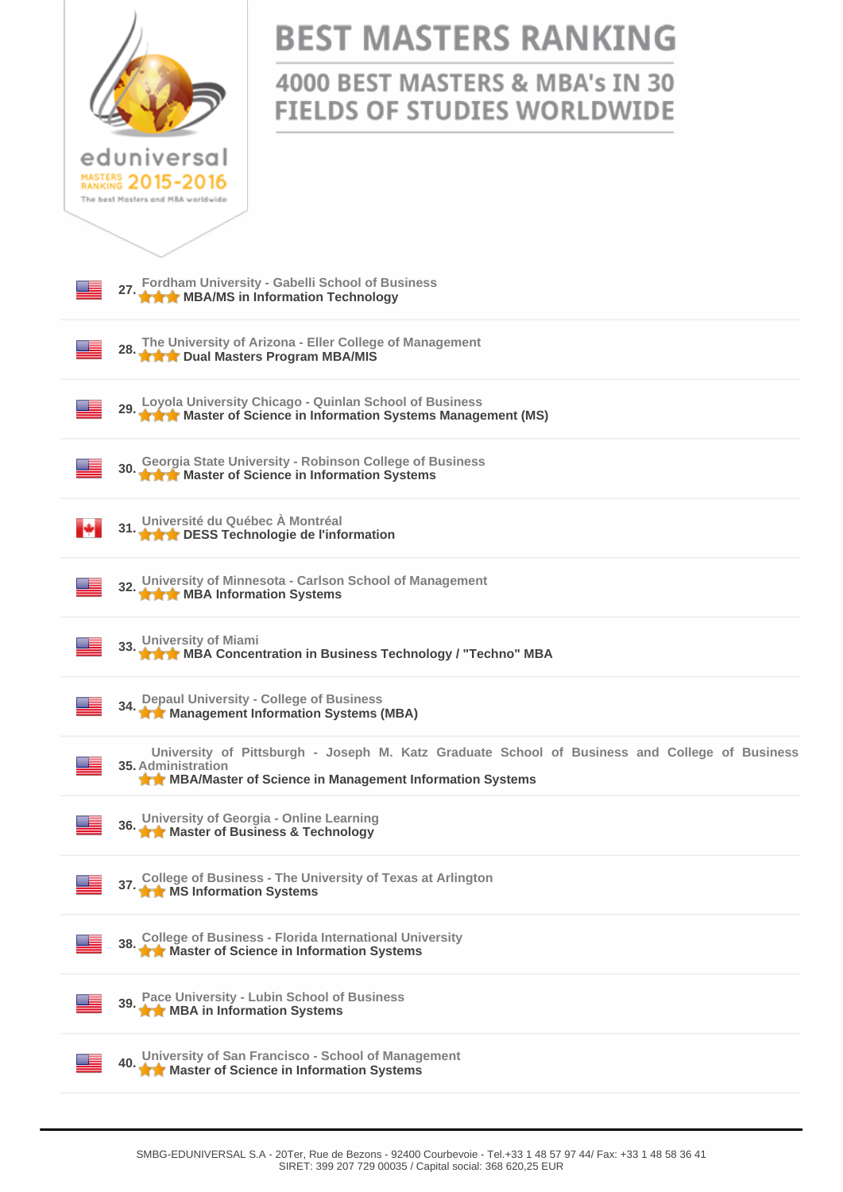# BEST MASTERS RANKING

## 4000 BEST MASTERS & MBA's IN 30 FIELDS OF STUDIES WORLDWIDE

eduniversal MASTERS RANKING 2015-2016

The best Masters and MBA worldwide

27. Fordham University - Gabelli School of Business
**MBA/MS in Information Technology**

28. The University of Arizona - Eller College of Management
**Dual Masters Program MBA/MIS**

29. Loyola University Chicago - Quinlan School of Business
**Master of Science in Information Systems Management (MS)**

30. Georgia State University - Robinson College of Business
**Master of Science in Information Systems**

31. Université du Québec À Montréal
**DESS Technologie de l'information**

32. University of Minnesota - Carlson School of Management
**MBA Information Systems**

33. University of Miami
**MBA Concentration in Business Technology / "Techno" MBA**

34. Depaul University - College of Business
**Management Information Systems (MBA)**

35. University of Pittsburgh - Joseph M. Katz Graduate School of Business and College of Business Administration
**MBA/Master of Science in Management Information Systems**

36. University of Georgia - Online Learning
**Master of Business & Technology**

37. College of Business - The University of Texas at Arlington
**MS Information Systems**

38. College of Business - Florida International University
**Master of Science in Information Systems**

39. Pace University - Lubin School of Business
**MBA in Information Systems**

40. University of San Francisco - School of Management
**Master of Science in Information Systems**

SMBG-EDUNIVERSAL S.A - 20Ter, Rue de Bezons - 92400 Courbevoie - Tel.+33 1 48 57 97 44/ Fax: +33 1 48 58 36 41
SIRET: 399 207 729 00035 / Capital social: 368 620,25 EUR